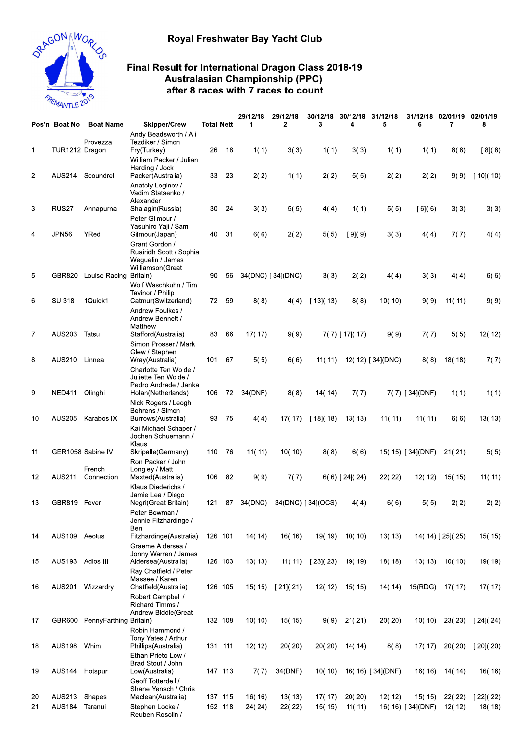# Royal Freshwater Bay Yacht Club

## Final Result for International Dragon Class 2018-19 Australasian Championship (PPC) after 8 races with 7 races to count

| Pos'n | Boat No | Boat Name | Skipper/Crew | Total | Nett | 29/12/18 1 | 29/12/18 2 | 30/12/18 3 | 30/12/18 4 | 31/12/18 5 | 31/12/18 6 | 02/01/19 7 | 02/01/19 8 |
|---|---|---|---|---|---|---|---|---|---|---|---|---|---|
| 1 | TUR1212 | Provezza Dragon | Andy Beadsworth / Ali Tezdiker / Simon Fry(Turkey) | 26 | 18 | 1( 1) | 3( 3) | 1( 1) | 3( 3) | 1( 1) | 1( 1) | 8( 8) | [ 8]( 8) |
| 2 | AUS214 | Scoundrel | William Packer / Julian Harding / Jock Packer(Australia) | 33 | 23 | 2( 2) | 1( 1) | 2( 2) | 5( 5) | 2( 2) | 2( 2) | 9( 9) | [ 10]( 10) |
| 3 | RUS27 | Annapurna | Anatoly Loginov / Vadim Statsenko / Alexander Shalagin(Russia) | 30 | 24 | 3( 3) | 5( 5) | 4( 4) | 1( 1) | 5( 5) | [ 6]( 6) | 3( 3) | 3( 3) |
| 4 | JPN56 | YRed | Peter Gilmour / Yasuhiro Yaji / Sam Gilmour(Japan) | 40 | 31 | 6( 6) | 2( 2) | 5( 5) | [ 9]( 9) | 3( 3) | 4( 4) | 7( 7) | 4( 4) |
| 5 | GBR820 | Louise Racing | Grant Gordon / Ruairidh Scott / Sophia Weguelin / James Williamson(Great Britain) | 90 | 56 | 34(DNC) | [ 34](DNC) | 3( 3) | 2( 2) | 4( 4) | 3( 3) | 4( 4) | 6( 6) |
| 6 | SUI318 | 1Quick1 | Wolf Waschkuhn / Tim Tavinor / Philip Catmur(Switzerland) | 72 | 59 | 8( 8) | 4( 4) | [ 13]( 13) | 8( 8) | 10( 10) | 9( 9) | 11( 11) | 9( 9) |
| 7 | AUS203 | Tatsu | Andrew Foulkes / Andrew Bennett / Matthew Stafford(Australia) | 83 | 66 | 17( 17) | 9( 9) | 7( 7) | [ 17]( 17) | 9( 9) | 7( 7) | 5( 5) | 12( 12) |
| 8 | AUS210 | Linnea | Simon Prosser / Mark Glew / Stephen Wray(Australia) | 101 | 67 | 5( 5) | 6( 6) | 11( 11) | 12( 12) | [ 34](DNC) | 8( 8) | 18( 18) | 7( 7) |
| 9 | NED411 | Olinghi | Charlotte Ten Wolde / Juliette Ten Wolde / Pedro Andrade / Janka Holan(Netherlands) | 106 | 72 | 34(DNF) | 8( 8) | 14( 14) | 7( 7) | 7( 7) | [ 34](DNF) | 1( 1) | 1( 1) |
| 10 | AUS205 | Karabos IX | Nick Rogers / Leogh Behrens / Simon Burrows(Australia) | 93 | 75 | 4( 4) | 17( 17) | [ 18]( 18) | 13( 13) | 11( 11) | 11( 11) | 6( 6) | 13( 13) |
| 11 | GER1058 | Sabine IV | Kai Michael Schaper / Jochen Schuemann / Klaus Skripalle(Germany) | 110 | 76 | 11( 11) | 10( 10) | 8( 8) | 6( 6) | 15( 15) | [ 34](DNF) | 21( 21) | 5( 5) |
| 12 | AUS211 | French Connection | Ron Packer / John Longley / Matt Maxted(Australia) | 106 | 82 | 9( 9) | 7( 7) | 6( 6) | [ 24]( 24) | 22( 22) | 12( 12) | 15( 15) | 11( 11) |
| 13 | GBR819 | Fever | Klaus Diederichs / Jamie Lea / Diego Negri(Great Britain) | 121 | 87 | 34(DNC) | 34(DNC) | [ 34](OCS) | 4( 4) | 6( 6) | 5( 5) | 2( 2) | 2( 2) |
| 14 | AUS109 | Aeolus | Peter Bowman / Jennie Fitzhardinge / Ben Fitzhardinge(Australia) | 126 | 101 | 14( 14) | 16( 16) | 19( 19) | 10( 10) | 13( 13) | 14( 14) | [ 25]( 25) | 15( 15) |
| 15 | AUS193 | Adios III | Graeme Aldersea / Jonny Warren / James Aldersea(Australia) | 126 | 103 | 13( 13) | 11( 11) | [ 23]( 23) | 19( 19) | 18( 18) | 13( 13) | 10( 10) | 19( 19) |
| 16 | AUS201 | Wizzardry | Ray Chatfield / Peter Massee / Karen Chatfield(Australia) | 126 | 105 | 15( 15) | [ 21]( 21) | 12( 12) | 15( 15) | 14( 14) | 15(RDG) | 17( 17) | 17( 17) |
| 17 | GBR600 | PennyFarthing | Robert Campbell / Richard Timms / Andrew Biddle(Great Britain) | 132 | 108 | 10( 10) | 15( 15) | 9( 9) | 21( 21) | 20( 20) | 10( 10) | 23( 23) | [ 24]( 24) |
| 18 | AUS198 | Whim | Robin Hammond / Tony Yates / Arthur Phillips(Australia) | 131 | 111 | 12( 12) | 20( 20) | 20( 20) | 14( 14) | 8( 8) | 17( 17) | 20( 20) | [ 20]( 20) |
| 19 | AUS144 | Hotspur | Ethan Prieto-Low / Brad Stout / John Low(Australia) | 147 | 113 | 7( 7) | 34(DNF) | 10( 10) | 16( 16) | [ 34](DNF) | 16( 16) | 14( 14) | 16( 16) |
| 20 | AUS213 | Shapes | Geoff Totterdell / Shane Yensch / Chris Maclean(Australia) | 137 | 115 | 16( 16) | 13( 13) | 17( 17) | 20( 20) | 12( 12) | 15( 15) | 22( 22) | [ 22]( 22) |
| 21 | AUS184 | Taranui | Stephen Locke / Reuben Rosolin / | 152 | 118 | 24( 24) | 22( 22) | 15( 15) | 11( 11) | 16( 16) | [ 34](DNF) | 12( 12) | 18( 18) |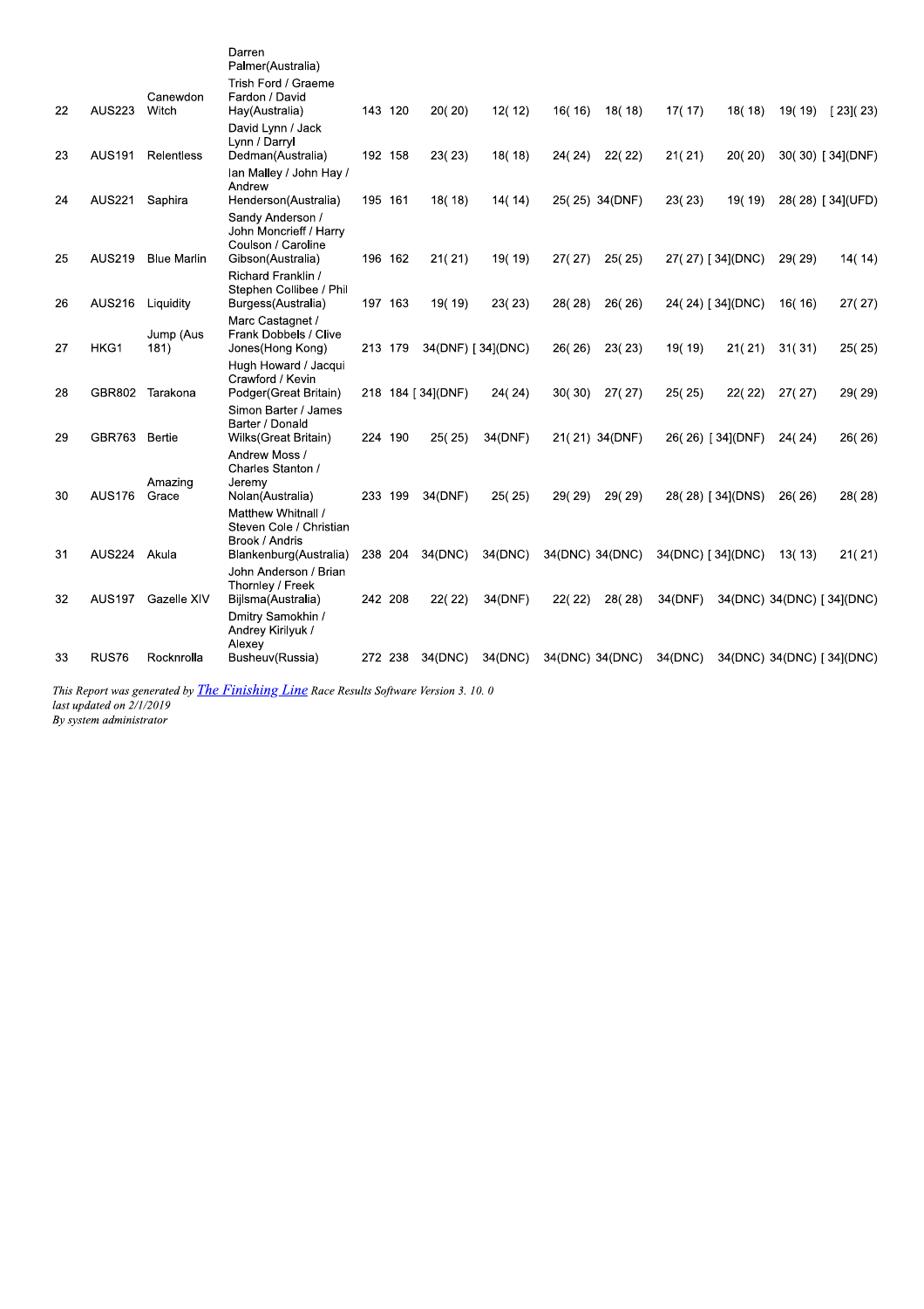| | | | | | | | | | | | | | | |
|---|---|---|---|---|---|---|---|---|---|---|---|---|---|---|
| | | | Darren Palmer(Australia) | | | | | | | | | | | |
| 22 | AUS223 | Canewdon Witch | Trish Ford / Graeme Fardon / David Hay(Australia) | 143 | 120 | 20( 20) | 12( 12) | 16( 16) | 18( 18) | 17( 17) | 18( 18) | 19( 19) | [ 23]( 23) |
| 23 | AUS191 | Relentless | David Lynn / Jack Lynn / Darryl Dedman(Australia) | 192 | 158 | 23( 23) | 18( 18) | 24( 24) | 22( 22) | 21( 21) | 20( 20) | 30( 30) | [ 34](DNF) |
| 24 | AUS221 | Saphira | Ian Malley / John Hay / Andrew Henderson(Australia) | 195 | 161 | 18( 18) | 14( 14) | 25( 25) | 34(DNF) | 23( 23) | 19( 19) | 28( 28) | [ 34](UFD) |
| 25 | AUS219 | Blue Marlin | Sandy Anderson / John Moncrieff / Harry Coulson / Caroline Gibson(Australia) | 196 | 162 | 21( 21) | 19( 19) | 27( 27) | 25( 25) | 27( 27) | [ 34](DNC) | 29( 29) | 14( 14) |
| 26 | AUS216 | Liquidity | Richard Franklin / Stephen Collibee / Phil Burgess(Australia) | 197 | 163 | 19( 19) | 23( 23) | 28( 28) | 26( 26) | 24( 24) | [ 34](DNC) | 16( 16) | 27( 27) |
| 27 | HKG1 | Jump (Aus 181) | Marc Castagnet / Frank Dobbels / Clive Jones(Hong Kong) | 213 | 179 | 34(DNF) | [ 34](DNC) | 26( 26) | 23( 23) | 19( 19) | 21( 21) | 31( 31) | 25( 25) |
| 28 | GBR802 | Tarakona | Hugh Howard / Jacqui Crawford / Kevin Podger(Great Britain) | 218 | 184 | [ 34](DNF) | 24( 24) | 30( 30) | 27( 27) | 25( 25) | 22( 22) | 27( 27) | 29( 29) |
| 29 | GBR763 | Bertie | Simon Barter / James Barter / Donald Wilks(Great Britain) | 224 | 190 | 25( 25) | 34(DNF) | 21( 21) | 34(DNF) | 26( 26) | [ 34](DNF) | 24( 24) | 26( 26) |
| 30 | AUS176 | Amazing Grace | Andrew Moss / Charles Stanton / Jeremy Nolan(Australia) | 233 | 199 | 34(DNF) | 25( 25) | 29( 29) | 29( 29) | 28( 28) | [ 34](DNS) | 26( 26) | 28( 28) |
| 31 | AUS224 | Akula | Matthew Whitnall / Steven Cole / Christian Brook / Andris Blankenburg(Australia) | 238 | 204 | 34(DNC) | 34(DNC) | 34(DNC) | 34(DNC) | 34(DNC) | [ 34](DNC) | 13( 13) | 21( 21) |
| 32 | AUS197 | Gazelle XIV | John Anderson / Brian Thornley / Freek Bijlsma(Australia) | 242 | 208 | 22( 22) | 34(DNF) | 22( 22) | 28( 28) | 34(DNF) | 34(DNC) | 34(DNC) | [ 34](DNC) |
| 33 | RUS76 | Rocknrolla | Dmitry Samokhin / Andrey Kirilyuk / Alexey Busheuv(Russia) | 272 | 238 | 34(DNC) | 34(DNC) | 34(DNC) | 34(DNC) | 34(DNC) | 34(DNC) | 34(DNC) | [ 34](DNC) |

*This Report was generated by The Finishing Line Race Results Software Version 3. 10. 0*
*last updated on 2/1/2019*
*By system administrator*